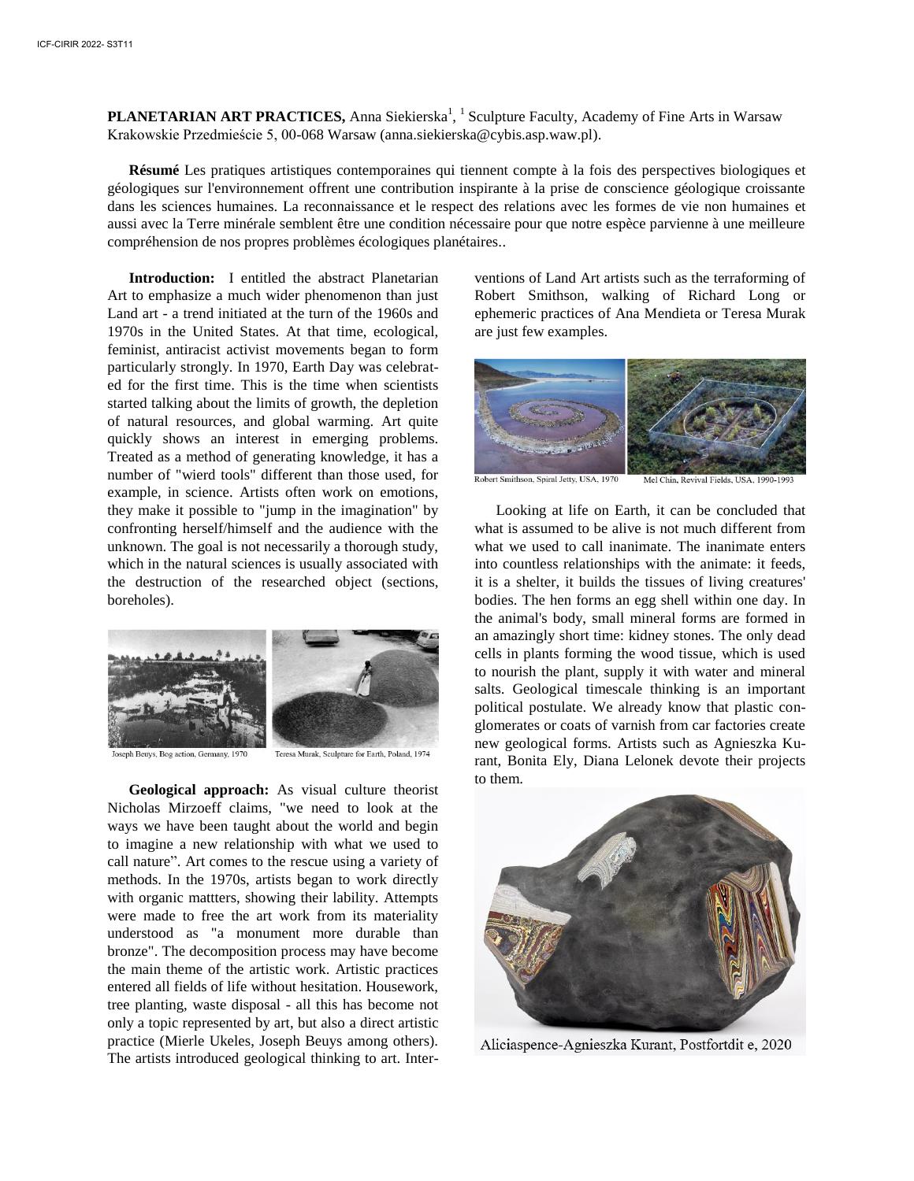**PLANETARIAN ART PRACTICES,** Anna Siekierska[1], [1] Sculpture Faculty, Academy of Fine Arts in Warsaw Krakowskie Przedmieście 5, 00-068 Warsaw (anna.siekierska@cybis.asp.waw.pl).

**Résumé** Les pratiques artistiques contemporaines qui tiennent compte à la fois des perspectives biologiques et géologiques sur l'environnement offrent une contribution inspirante à la prise de conscience géologique croissante dans les sciences humaines. La reconnaissance et le respect des relations avec les formes de vie non humaines et aussi avec la Terre minérale semblent être une condition nécessaire pour que notre espèce parvienne à une meilleure compréhension de nos propres problèmes écologiques planétaires..

**Introduction:** I entitled the abstract Planetarian Art to emphasize a much wider phenomenon than just Land art - a trend initiated at the turn of the 1960s and 1970s in the United States. At that time, ecological, feminist, antiracist activist movements began to form particularly strongly. In 1970, Earth Day was celebrated for the first time. This is the time when scientists started talking about the limits of growth, the depletion of natural resources, and global warming. Art quite quickly shows an interest in emerging problems. Treated as a method of generating knowledge, it has a number of "wierd tools" different than those used, for example, in science. Artists often work on emotions, they make it possible to "jump in the imagination" by confronting herself/himself and the audience with the unknown. The goal is not necessarily a thorough study, which in the natural sciences is usually associated with the destruction of the researched object (sections, boreholes).

Joseph Benys, Bog action, Germany, 1970 Teresa Murak, Sculpture for Earth, Poland, 1974

**Geological approach:** As visual culture theorist Nicholas Mirzoeff claims, "we need to look at the ways we have been taught about the world and begin to imagine a new relationship with what we used to call nature". Art comes to the rescue using a variety of methods. In the 1970s, artists began to work directly with organic mattters, showing their lability. Attempts were made to free the art work from its materiality understood as "a monument more durable than bronze". The decomposition process may have become the main theme of the artistic work. Artistic practices entered all fields of life without hesitation. Housework, tree planting, waste disposal - all this has become not only a topic represented by art, but also a direct artistic practice (Mierle Ukeles, Joseph Beuys among others). The artists introduced geological thinking to art. Interventions of Land Art artists such as the terraforming of Robert Smithson, walking of Richard Long or ephemeric practices of Ana Mendieta or Teresa Murak are just few examples.

Robert Smithson, Spiral Jetty, USA, 1970 Mel Chin, Revival Fields, USA, 1990-1993

Looking at life on Earth, it can be concluded that what is assumed to be alive is not much different from what we used to call inanimate. The inanimate enters into countless relationships with the animate: it feeds, it is a shelter, it builds the tissues of living creatures' bodies. The hen forms an egg shell within one day. In the animal's body, small mineral forms are formed in an amazingly short time: kidney stones. The only dead cells in plants forming the wood tissue, which is used to nourish the plant, supply it with water and mineral salts. Geological timescale thinking is an important political postulate. We already know that plastic conglomerates or coats of varnish from car factories create new geological forms. Artists such as Agnieszka Kurant, Bonita Ely, Diana Lelonek devote their projects to them.

Aliciaspence-Agnieszka Kurant, Postfortdit e, 2020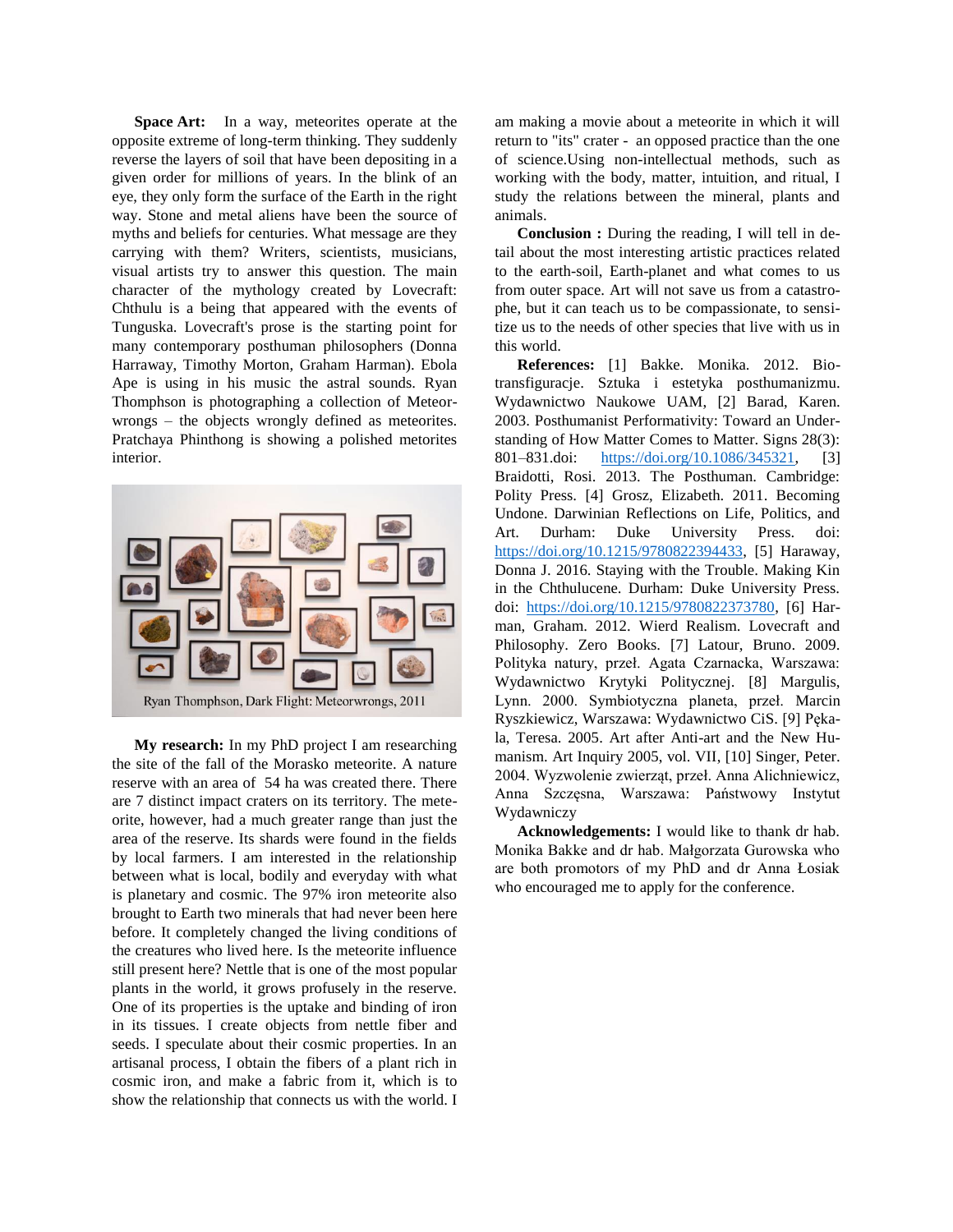**Space Art:** In a way, meteorites operate at the opposite extreme of long-term thinking. They suddenly reverse the layers of soil that have been depositing in a given order for millions of years. In the blink of an eye, they only form the surface of the Earth in the right way. Stone and metal aliens have been the source of myths and beliefs for centuries. What message are they carrying with them? Writers, scientists, musicians, visual artists try to answer this question. The main character of the mythology created by Lovecraft: Chthulu is a being that appeared with the events of Tunguska. Lovecraft's prose is the starting point for many contemporary posthuman philosophers (Donna Harraway, Timothy Morton, Graham Harman). Ebola Ape is using in his music the astral sounds. Ryan Thomphson is photographing a collection of Meteorwrongs – the objects wrongly defined as meteorites. Pratchaya Phinthong is showing a polished metorites interior.

Ryan Thompson, Dark Flight: Meteorwrongs, 2011

**My research:** In my PhD project I am researching the site of the fall of the Morasko meteorite. A nature reserve with an area of 54 ha was created there. There are 7 distinct impact craters on its territory. The meteorite, however, had a much greater range than just the area of the reserve. Its shards were found in the fields by local farmers. I am interested in the relationship between what is local, bodily and everyday with what is planetary and cosmic. The 97% iron meteorite also brought to Earth two minerals that had never been here before. It completely changed the living conditions of the creatures who lived here. Is the meteorite influence still present here? Nettle that is one of the most popular plants in the world, it grows profusely in the reserve. One of its properties is the uptake and binding of iron in its tissues. I create objects from nettle fiber and seeds. I speculate about their cosmic properties. In an artisanal process, I obtain the fibers of a plant rich in cosmic iron, and make a fabric from it, which is to show the relationship that connects us with the world. I am making a movie about a meteorite in which it will return to "its" crater - an opposed practice than the one of science.Using non-intellectual methods, such as working with the body, matter, intuition, and ritual, I study the relations between the mineral, plants and animals.

**Conclusion :** During the reading, I will tell in detail about the most interesting artistic practices related to the earth-soil, Earth-planet and what comes to us from outer space. Art will not save us from a catastrophe, but it can teach us to be compassionate, to sensitize us to the needs of other species that live with us in this world.

**References:** [1] Bakke. Monika. 2012. Biotransfiguracje. Sztuka i estetyka posthumanizmu. Wydawnictwo Naukowe UAM, [2] Barad, Karen. 2003. Posthumanist Performativity: Toward an Understanding of How Matter Comes to Matter. Signs 28(3): 801–831.doi: https://doi.org/10.1086/345321, [3] Braidotti, Rosi. 2013. The Posthuman. Cambridge: Polity Press. [4] Grosz, Elizabeth. 2011. Becoming Undone. Darwinian Reflections on Life, Politics, and Art. Durham: Duke University Press. doi: https://doi.org/10.1215/9780822394433, [5] Haraway, Donna J. 2016. Staying with the Trouble. Making Kin in the Chthulucene. Durham: Duke University Press. doi: https://doi.org/10.1215/9780822373780, [6] Harman, Graham. 2012. Wierd Realism. Lovecraft and Philosophy. Zero Books. [7] Latour, Bruno. 2009. Polityka natury, przeł. Agata Czarnacka, Warszawa: Wydawnictwo Krytyki Politycznej. [8] Margulis, Lynn. 2000. Symbiotyczna planeta, przeł. Marcin Ryszkiewicz, Warszawa: Wydawnictwo CiS. [9] Pękala, Teresa. 2005. Art after Anti-art and the New Humanism. Art Inquiry 2005, vol. VII, [10] Singer, Peter. 2004. Wyzwolenie zwierząt, przeł. Anna Alichniewicz, Anna Szczęsna, Warszawa: Państwowy Instytut Wydawniczy

**Acknowledgements:** I would like to thank dr hab. Monika Bakke and dr hab. Małgorzata Gurowska who are both promotors of my PhD and dr Anna Łosiak who encouraged me to apply for the conference.